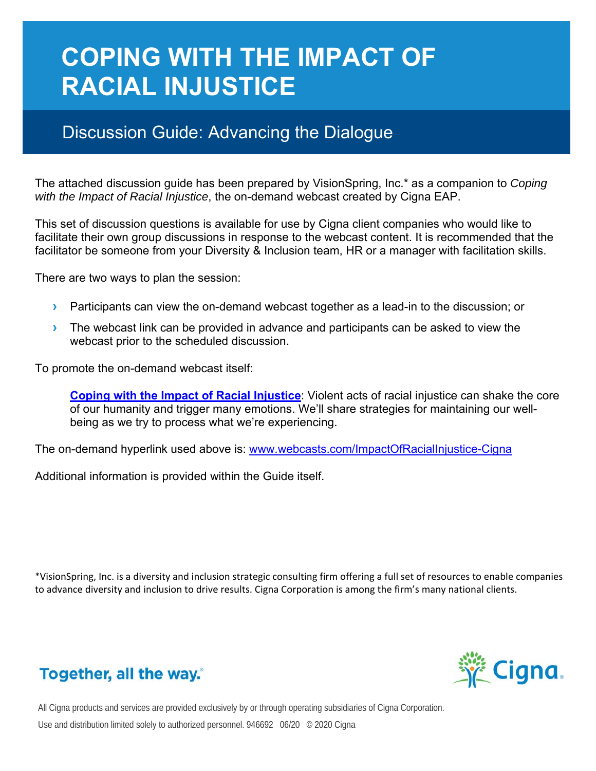# COPING WITH THE IMPACT OF RACIAL INJUSTICE

## Discussion Guide: Advancing the Dialogue

The attached discussion guide has been prepared by VisionSpring, Inc.* as a companion to *Coping with the Impact of Racial Injustice*, the on-demand webcast created by Cigna EAP.

This set of discussion questions is available for use by Cigna client companies who would like to facilitate their own group discussions in response to the webcast content. It is recommended that the facilitator be someone from your Diversity & Inclusion team, HR or a manager with facilitation skills.

There are two ways to plan the session:

- Participants can view the on-demand webcast together as a lead-in to the discussion; or
- The webcast link can be provided in advance and participants can be asked to view the webcast prior to the scheduled discussion.

To promote the on-demand webcast itself:

> **Coping with the Impact of Racial Injustice**: Violent acts of racial injustice can shake the core of our humanity and trigger many emotions. We'll share strategies for maintaining our well-being as we try to process what we're experiencing.

The on-demand hyperlink used above is: www.webcasts.com/ImpactOfRacialInjustice-Cigna

Additional information is provided within the Guide itself.

*VisionSpring, Inc. is a diversity and inclusion strategic consulting firm offering a full set of resources to enable companies to advance diversity and inclusion to drive results. Cigna Corporation is among the firm's many national clients.

Together, all the way.®

Cigna.

All Cigna products and services are provided exclusively by or through operating subsidiaries of Cigna Corporation.

Use and distribution limited solely to authorized personnel. 946692 06/20 © 2020 Cigna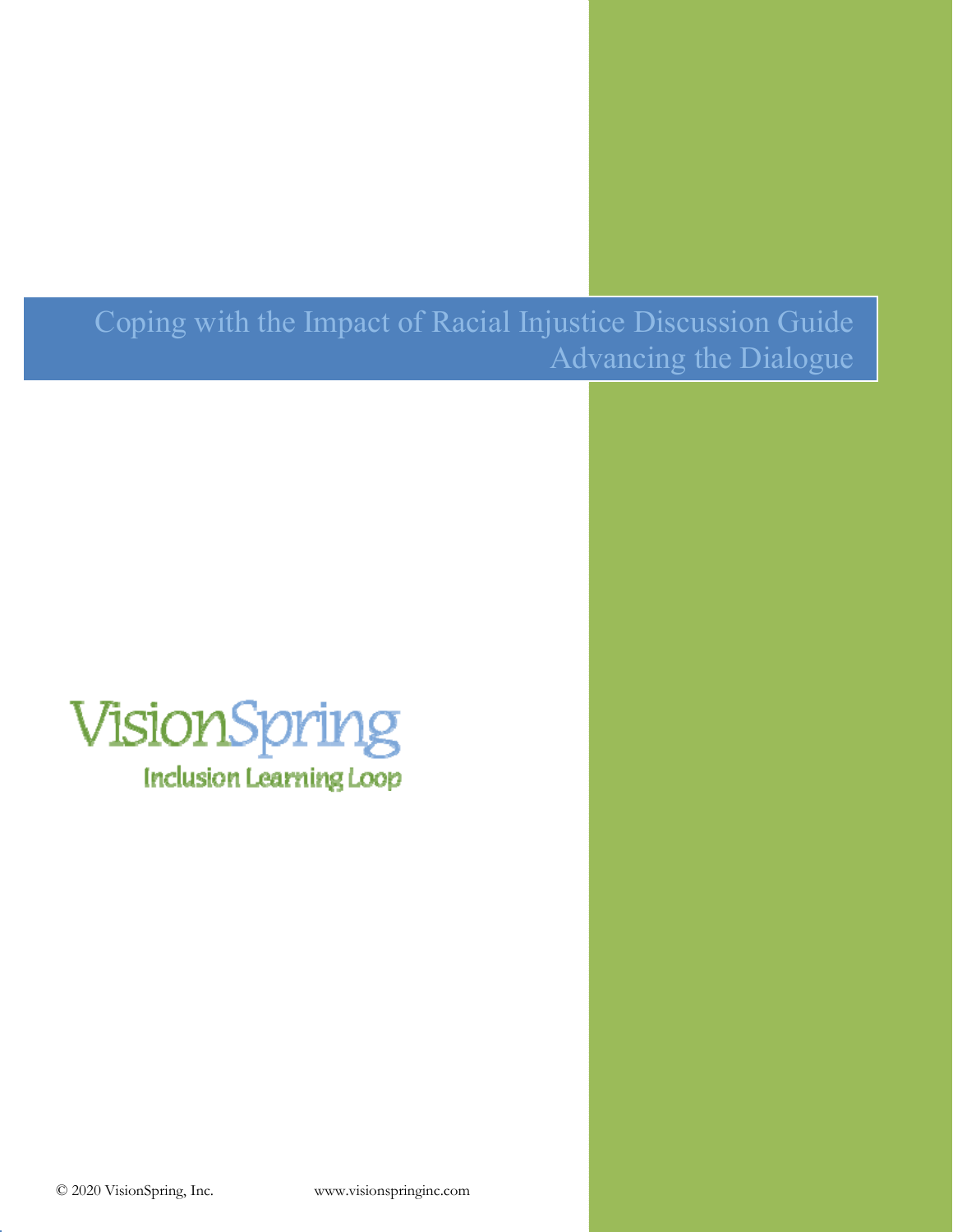# Coping with the Impact of Racial Injustice Discussion Guide
## Advancing the Dialogue

VisionSpring
Inclusion Learning Loop

© 2020 VisionSpring, Inc. www.visionspringinc.com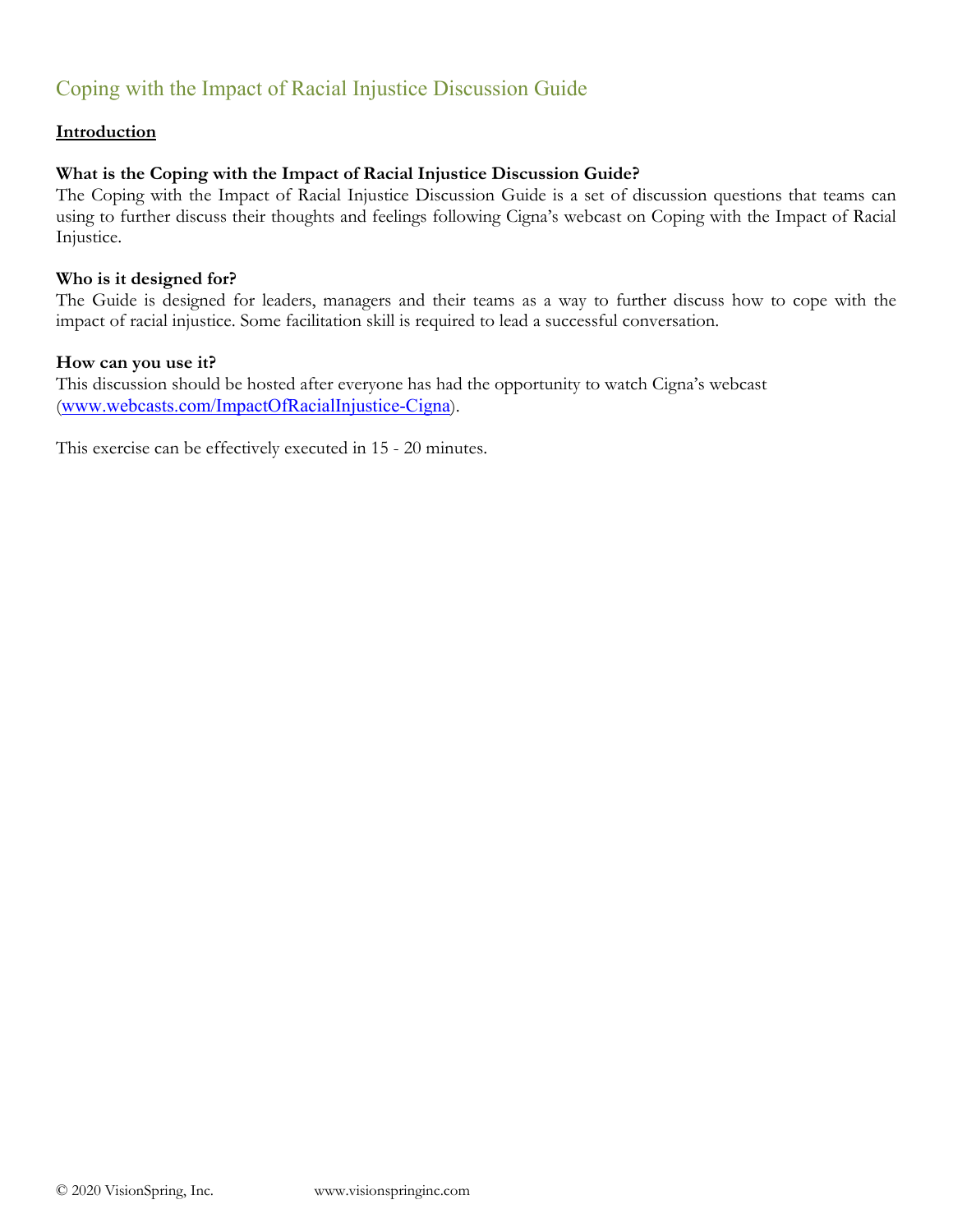# Coping with the Impact of Racial Injustice Discussion Guide

## Introduction

### What is the Coping with the Impact of Racial Injustice Discussion Guide?

The Coping with the Impact of Racial Injustice Discussion Guide is a set of discussion questions that teams can using to further discuss their thoughts and feelings following Cigna's webcast on Coping with the Impact of Racial Injustice.

### Who is it designed for?

The Guide is designed for leaders, managers and their teams as a way to further discuss how to cope with the impact of racial injustice. Some facilitation skill is required to lead a successful conversation.

### How can you use it?

This discussion should be hosted after everyone has had the opportunity to watch Cigna's webcast (www.webcasts.com/ImpactOfRacialInjustice-Cigna).

This exercise can be effectively executed in 15 - 20 minutes.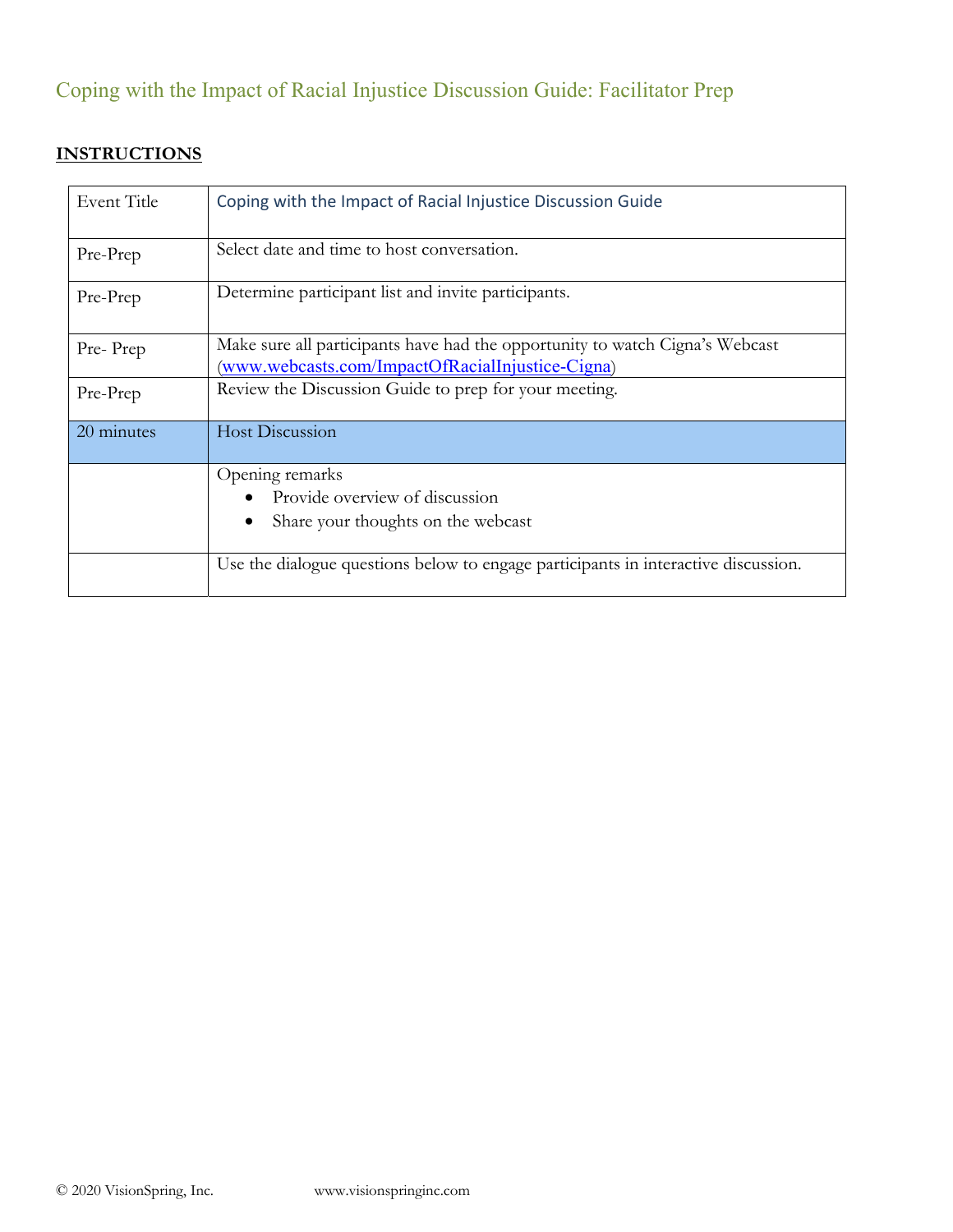# Coping with the Impact of Racial Injustice Discussion Guide: Facilitator Prep

**INSTRUCTIONS**

| Event Title | Coping with the Impact of Racial Injustice Discussion Guide |
| --- | --- |
| Pre-Prep | Select date and time to host conversation. |
| Pre-Prep | Determine participant list and invite participants. |
| Pre- Prep | Make sure all participants have had the opportunity to watch Cigna's Webcast (www.webcasts.com/ImpactOfRacialInjustice-Cigna) |
| Pre-Prep | Review the Discussion Guide to prep for your meeting. |
| 20 minutes | Host Discussion |
| | Opening remarks<br>• Provide overview of discussion<br>• Share your thoughts on the webcast |
| | Use the dialogue questions below to engage participants in interactive discussion. |

© 2020 VisionSpring, Inc. www.visionspringinc.com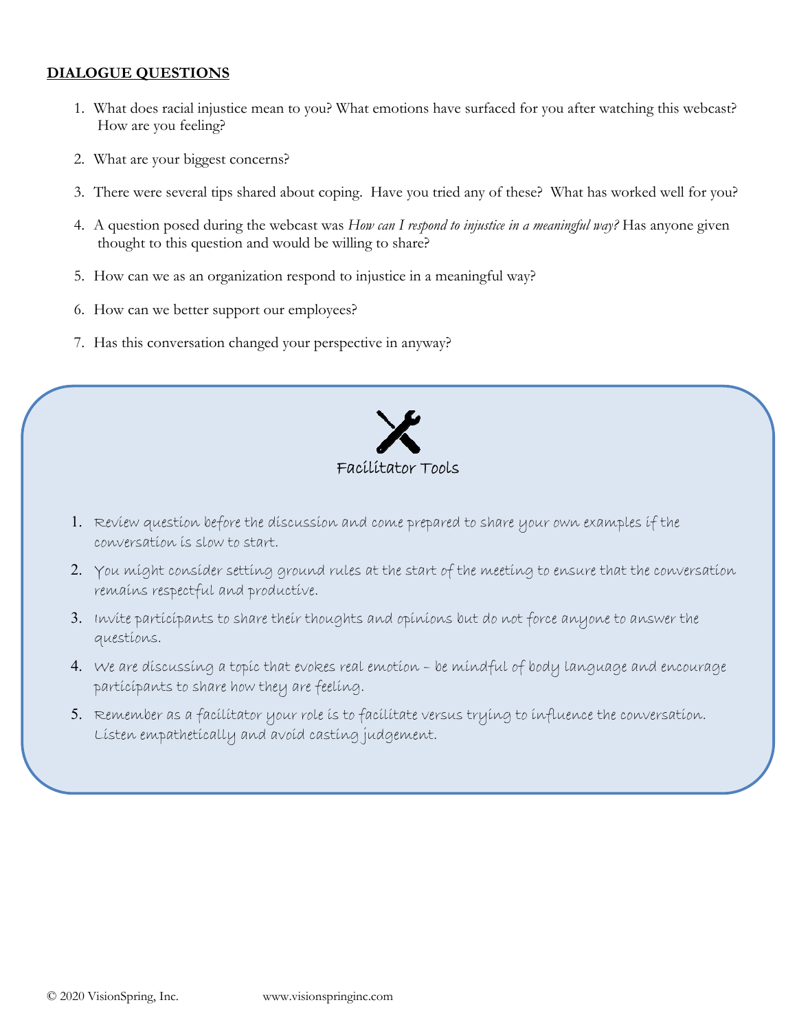## DIALOGUE QUESTIONS

1. What does racial injustice mean to you? What emotions have surfaced for you after watching this webcast? How are you feeling?
2. What are your biggest concerns?
3. There were several tips shared about coping. Have you tried any of these? What has worked well for you?
4. A question posed during the webcast was *How can I respond to injustice in a meaningful way?* Has anyone given thought to this question and would be willing to share?
5. How can we as an organization respond to injustice in a meaningful way?
6. How can we better support our employees?
7. Has this conversation changed your perspective in anyway?

### Facilitator Tools

1. Review question before the discussion and come prepared to share your own examples if the conversation is slow to start.
2. You might consider setting ground rules at the start of the meeting to ensure that the conversation remains respectful and productive.
3. Invite participants to share their thoughts and opinions but do not force anyone to answer the questions.
4. We are discussing a topic that evokes real emotion – be mindful of body language and encourage participants to share how they are feeling.
5. Remember as a facilitator your role is to facilitate versus trying to influence the conversation. Listen empathetically and avoid casting judgement.

© 2020 VisionSpring, Inc. www.visionspringinc.com